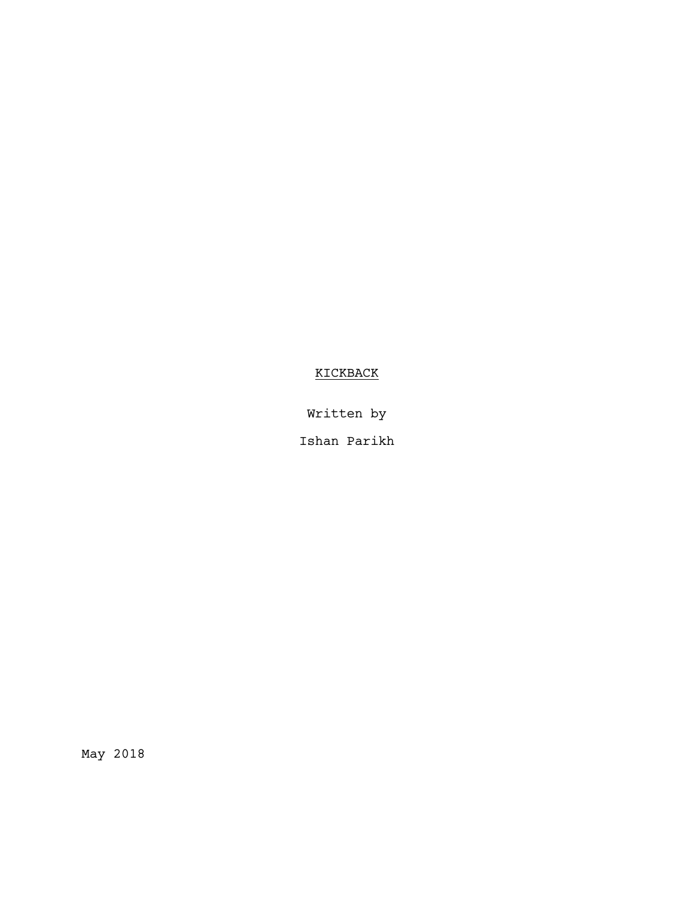# KICKBACK

Written by

Ishan Parikh

May 2018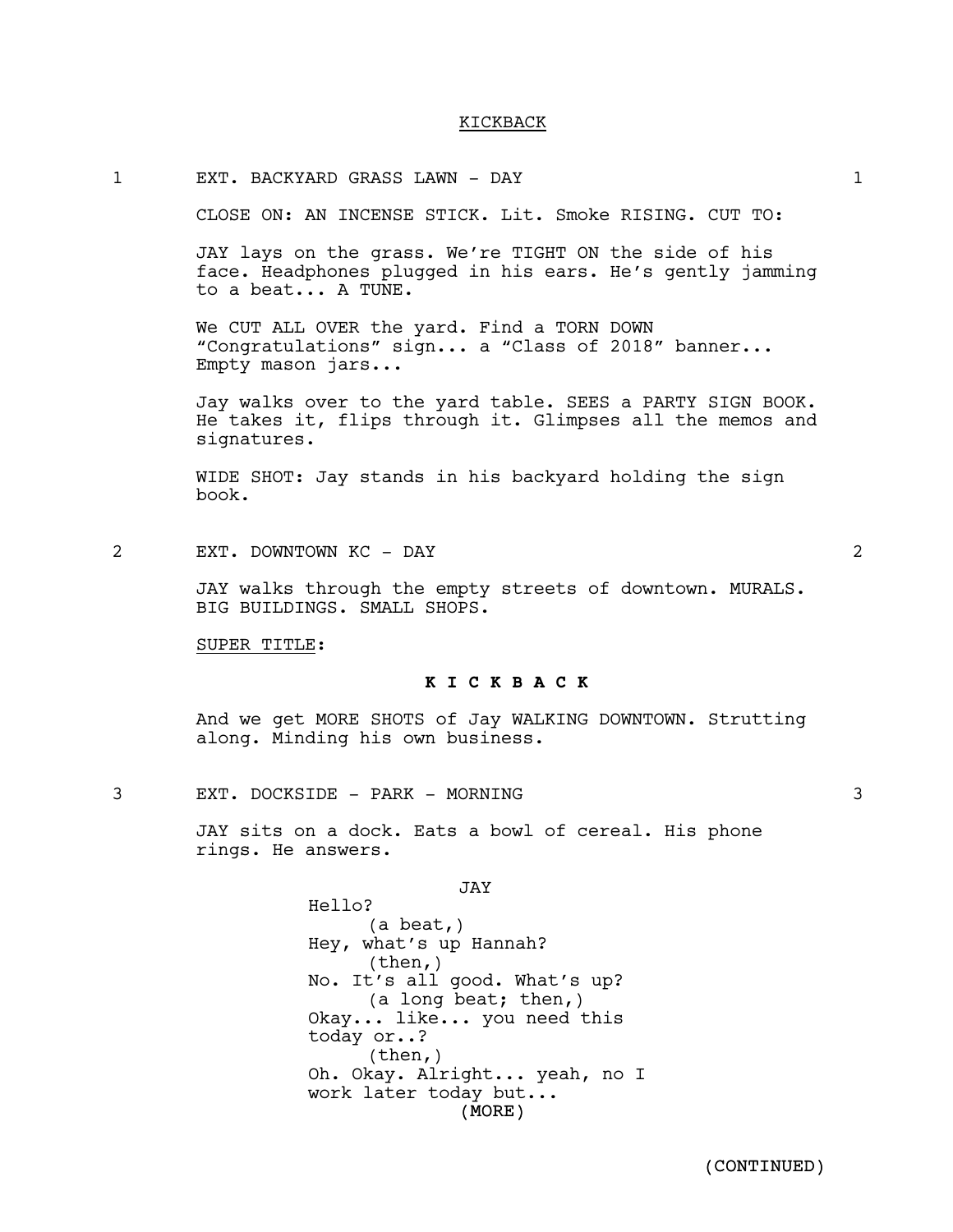KICKBACK

1 EXT. BACKYARD GRASS LAWN - DAY 1

CLOSE ON: AN INCENSE STICK. Lit. Smoke RISING. CUT TO:

JAY lays on the grass. We're TIGHT ON the side of his face. Headphones plugged in his ears. He's gently jamming to a beat... A TUNE.

We CUT ALL OVER the yard. Find a TORN DOWN "Congratulations" sign... a "Class of 2018" banner... Empty mason jars...

Jay walks over to the yard table. SEES a PARTY SIGN BOOK. He takes it, flips through it. Glimpses all the memos and signatures.

WIDE SHOT: Jay stands in his backyard holding the sign book.

2 EXT. DOWNTOWN KC - DAY 2

JAY walks through the empty streets of downtown. MURALS. BIG BUILDINGS. SMALL SHOPS.

SUPER TITLE:

**K I C K B A C K**

And we get MORE SHOTS of Jay WALKING DOWNTOWN. Strutting along. Minding his own business.

3 EXT. DOCKSIDE - PARK - MORNING 3

JAY sits on a dock. Eats a bowl of cereal. His phone rings. He answers.

JAY
Hello?
(a beat,)
Hey, what's up Hannah?
(then,)
No. It's all good. What's up?
(a long beat; then,)
Okay... like... you need this today or..?
(then,)
Oh. Okay. Alright... yeah, no I work later today but...
(MORE)

(CONTINUED)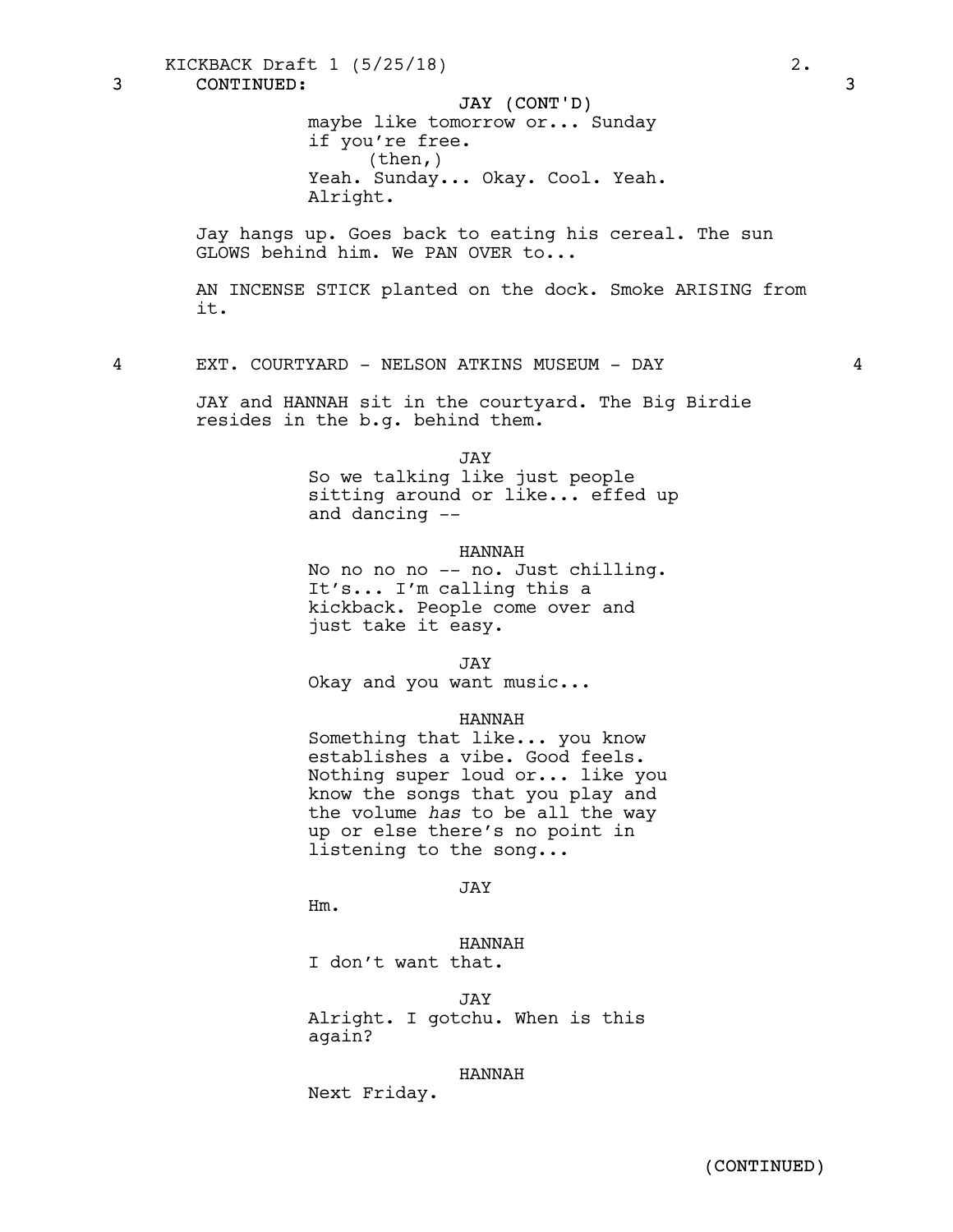3 CONTINUED: 3

JAY (CONT'D)
maybe like tomorrow or... Sunday if you're free.
(then,)
Yeah. Sunday... Okay. Cool. Yeah. Alright.

Jay hangs up. Goes back to eating his cereal. The sun GLOWS behind him. We PAN OVER to...

AN INCENSE STICK planted on the dock. Smoke ARISING from it.

4 EXT. COURTYARD - NELSON ATKINS MUSEUM - DAY 4

JAY and HANNAH sit in the courtyard. The Big Birdie resides in the b.g. behind them.

JAY
So we talking like just people sitting around or like... effed up and dancing --

HANNAH
No no no no -- no. Just chilling. It's... I'm calling this a kickback. People come over and just take it easy.

JAY
Okay and you want music...

HANNAH
Something that like... you know establishes a vibe. Good feels. Nothing super loud or... like you know the songs that you play and the volume *has* to be all the way up or else there's no point in listening to the song...

JAY
Hm.

HANNAH
I don't want that.

JAY
Alright. I gotchu. When is this again?

HANNAH
Next Friday.

(CONTINUED)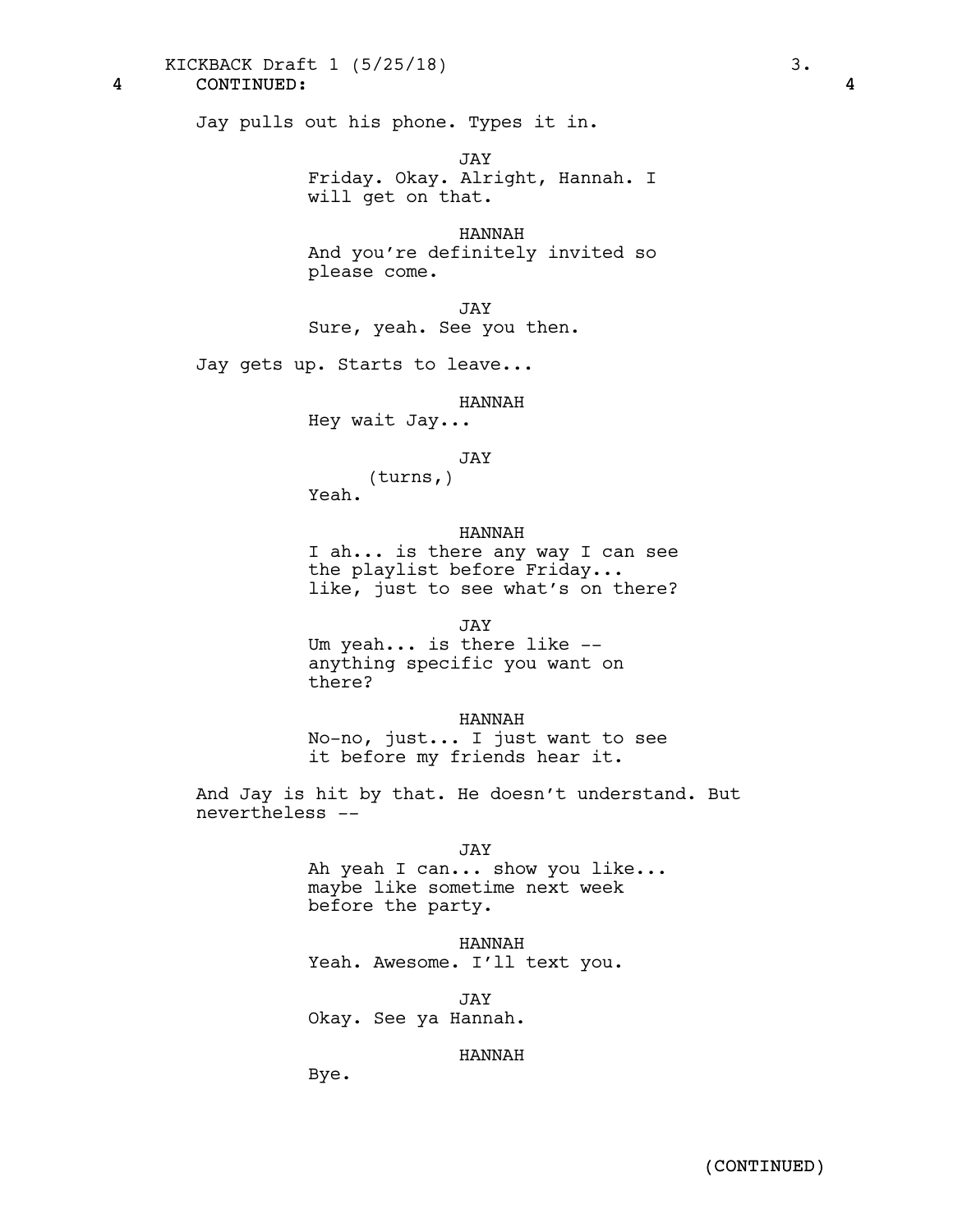4 CONTINUED: 4

Jay pulls out his phone. Types it in.

JAY
Friday. Okay. Alright, Hannah. I will get on that.

HANNAH
And you're definitely invited so please come.

JAY
Sure, yeah. See you then.

Jay gets up. Starts to leave...

HANNAH
Hey wait Jay...

JAY
(turns,)
Yeah.

HANNAH
I ah... is there any way I can see the playlist before Friday... like, just to see what's on there?

JAY
Um yeah... is there like -- anything specific you want on there?

HANNAH
No-no, just... I just want to see it before my friends hear it.

And Jay is hit by that. He doesn't understand. But nevertheless --

JAY
Ah yeah I can... show you like... maybe like sometime next week before the party.

HANNAH
Yeah. Awesome. I'll text you.

JAY
Okay. See ya Hannah.

HANNAH
Bye.

(CONTINUED)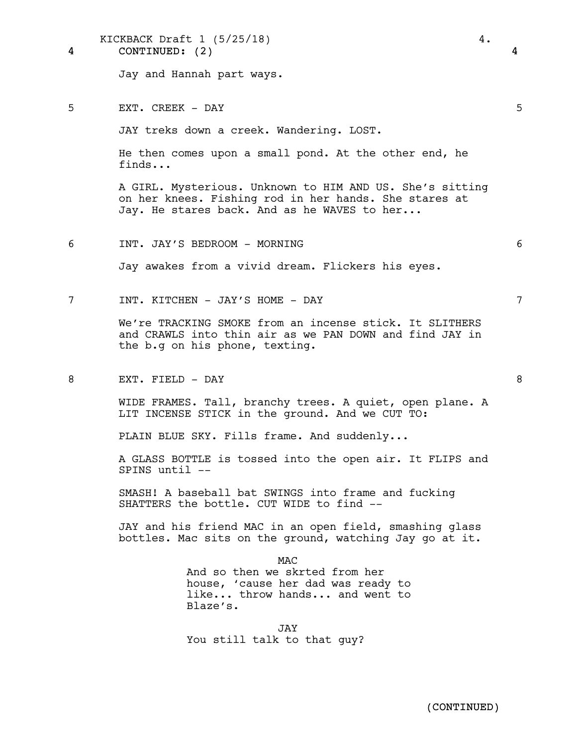4 CONTINUED: (2) 4

Jay and Hannah part ways.

5 EXT. CREEK - DAY 5

JAY treks down a creek. Wandering. LOST.

He then comes upon a small pond. At the other end, he finds...

A GIRL. Mysterious. Unknown to HIM AND US. She's sitting on her knees. Fishing rod in her hands. She stares at Jay. He stares back. And as he WAVES to her...

6 INT. JAY'S BEDROOM - MORNING 6

Jay awakes from a vivid dream. Flickers his eyes.

7 INT. KITCHEN - JAY'S HOME - DAY 7

We're TRACKING SMOKE from an incense stick. It SLITHERS and CRAWLS into thin air as we PAN DOWN and find JAY in the b.g on his phone, texting.

8 EXT. FIELD - DAY 8

WIDE FRAMES. Tall, branchy trees. A quiet, open plane. A LIT INCENSE STICK in the ground. And we CUT TO:

PLAIN BLUE SKY. Fills frame. And suddenly...

A GLASS BOTTLE is tossed into the open air. It FLIPS and SPINS until --

SMASH! A baseball bat SWINGS into frame and fucking SHATTERS the bottle. CUT WIDE to find --

JAY and his friend MAC in an open field, smashing glass bottles. Mac sits on the ground, watching Jay go at it.

MAC
And so then we skrted from her house, 'cause her dad was ready to like... throw hands... and went to Blaze's.

JAY
You still talk to that guy?

(CONTINUED)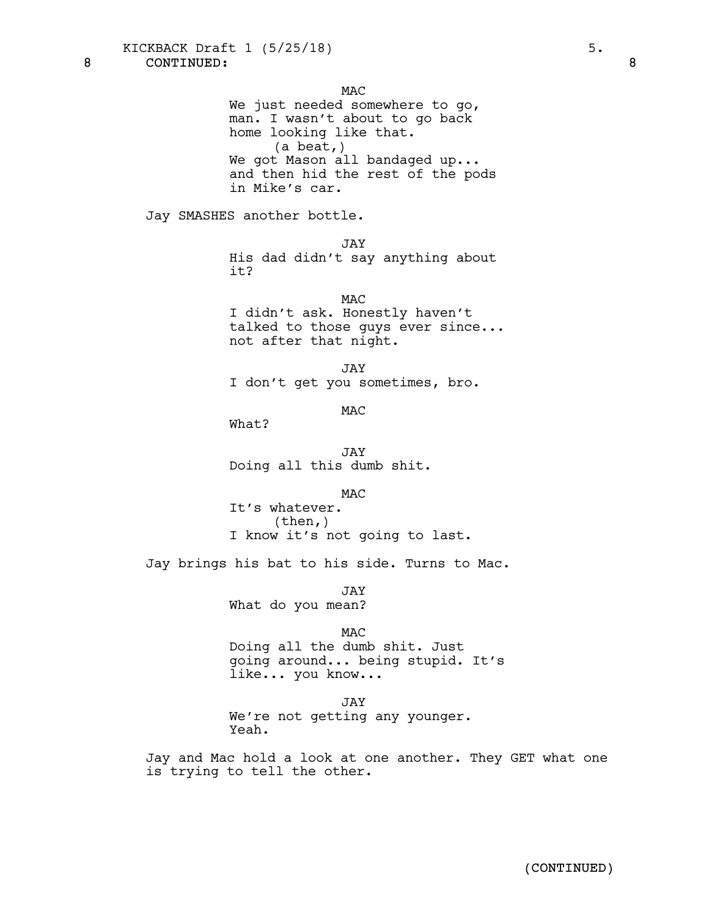8 CONTINUED: 8

MAC
We just needed somewhere to go, man. I wasn't about to go back home looking like that.
(a beat,)
We got Mason all bandaged up... and then hid the rest of the pods in Mike's car.

Jay SMASHES another bottle.

JAY
His dad didn't say anything about it?

MAC
I didn't ask. Honestly haven't talked to those guys ever since... not after that night.

JAY
I don't get you sometimes, bro.

MAC
What?

JAY
Doing all this dumb shit.

MAC
It's whatever.
(then,)
I know it's not going to last.

Jay brings his bat to his side. Turns to Mac.

JAY
What do you mean?

MAC
Doing all the dumb shit. Just going around... being stupid. It's like... you know...

JAY
We're not getting any younger. Yeah.

Jay and Mac hold a look at one another. They GET what one is trying to tell the other.

(CONTINUED)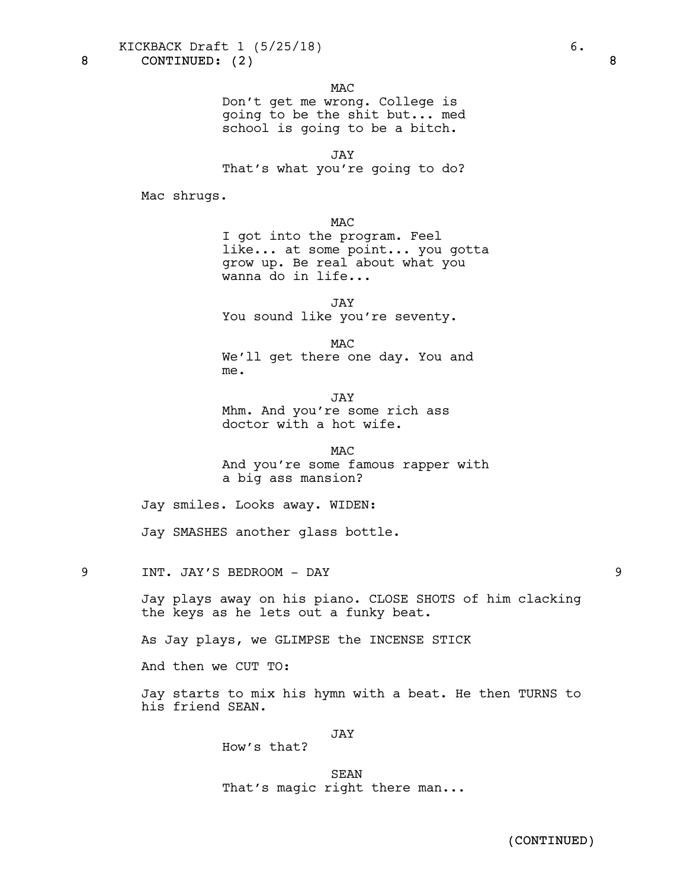8 CONTINUED: (2) 8

MAC
Don't get me wrong. College is going to be the shit but... med school is going to be a bitch.

JAY
That's what you're going to do?

Mac shrugs.

MAC
I got into the program. Feel like... at some point... you gotta grow up. Be real about what you wanna do in life...

JAY
You sound like you're seventy.

MAC
We'll get there one day. You and me.

JAY
Mhm. And you're some rich ass doctor with a hot wife.

MAC
And you're some famous rapper with a big ass mansion?

Jay smiles. Looks away. WIDEN:

Jay SMASHES another glass bottle.

9 INT. JAY'S BEDROOM - DAY 9

Jay plays away on his piano. CLOSE SHOTS of him clacking the keys as he lets out a funky beat.

As Jay plays, we GLIMPSE the INCENSE STICK

And then we CUT TO:

Jay starts to mix his hymn with a beat. He then TURNS to his friend SEAN.

JAY
How's that?

SEAN
That's magic right there man...

(CONTINUED)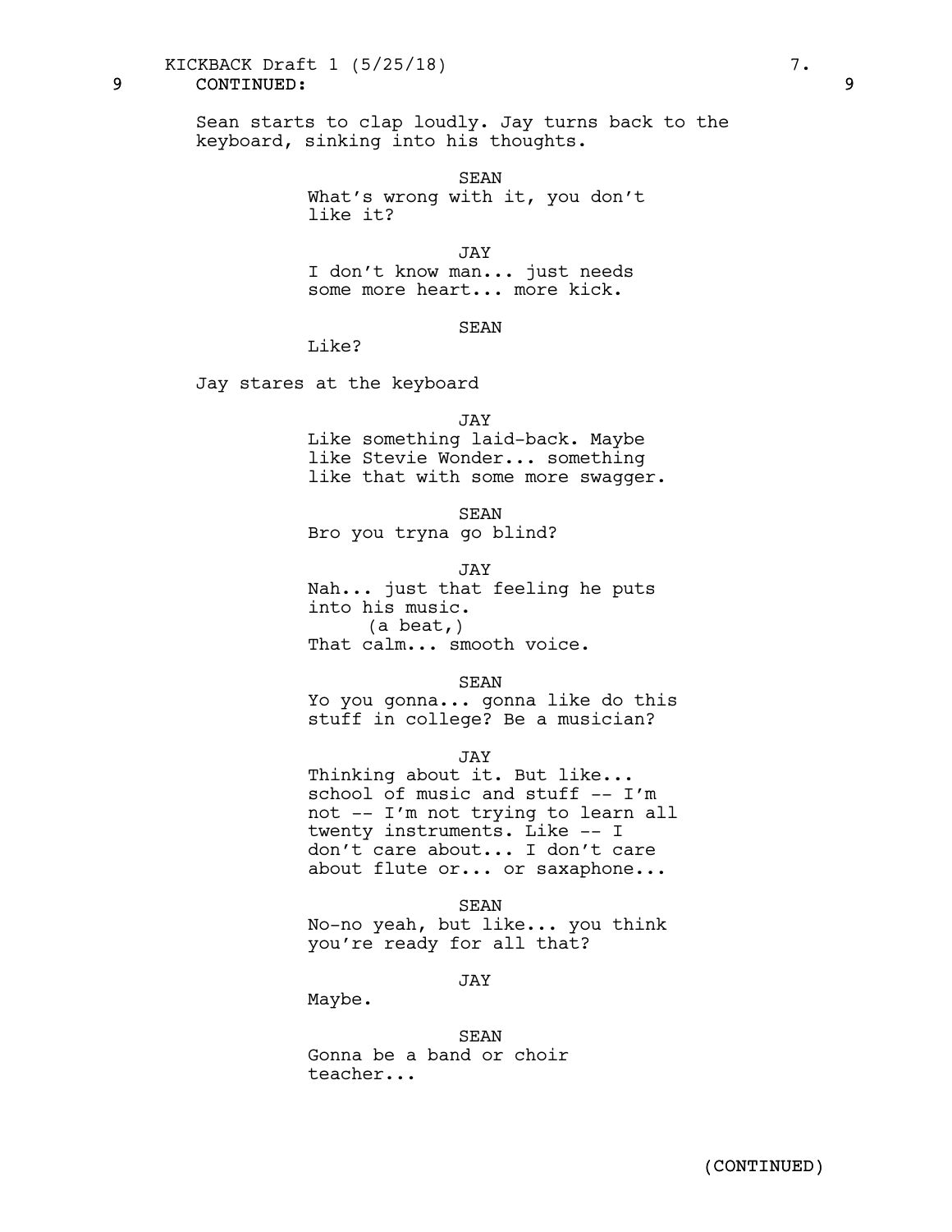9 CONTINUED: 9

Sean starts to clap loudly. Jay turns back to the keyboard, sinking into his thoughts.

SEAN
What's wrong with it, you don't like it?

JAY
I don't know man... just needs some more heart... more kick.

SEAN
Like?

Jay stares at the keyboard

JAY
Like something laid-back. Maybe like Stevie Wonder... something like that with some more swagger.

SEAN
Bro you tryna go blind?

JAY
Nah... just that feeling he puts into his music.
(a beat,)
That calm... smooth voice.

SEAN
Yo you gonna... gonna like do this stuff in college? Be a musician?

JAY
Thinking about it. But like... school of music and stuff -- I'm not -- I'm not trying to learn all twenty instruments. Like -- I don't care about... I don't care about flute or... or saxaphone...

SEAN
No-no yeah, but like... you think you're ready for all that?

JAY
Maybe.

SEAN
Gonna be a band or choir teacher...

(CONTINUED)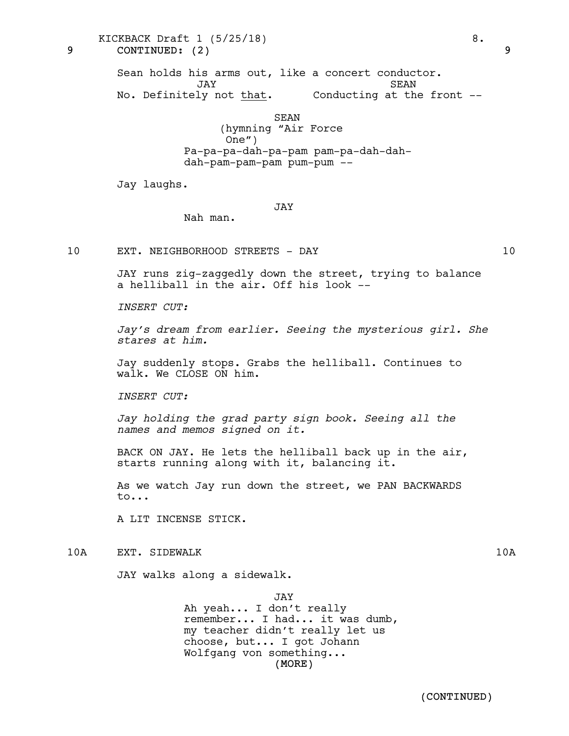9 CONTINUED: (2) 9

Sean holds his arms out, like a concert conductor.

| JAY | SEAN |
| --- | --- |
| No. Definitely not <u>that</u>. | Conducting at the front -- |

SEAN
(hymning "Air Force One")
Pa-pa-pa-dah-pa-pam pam-pa-dah-dah-dah-pam-pam-pam pum-pum --

Jay laughs.

JAY
Nah man.

10 EXT. NEIGHBORHOOD STREETS - DAY 10

JAY runs zig-zaggedly down the street, trying to balance a helliball in the air. Off his look --

*INSERT CUT:*

*Jay's dream from earlier. Seeing the mysterious girl. She stares at him.*

Jay suddenly stops. Grabs the helliball. Continues to walk. We CLOSE ON him.

*INSERT CUT:*

*Jay holding the grad party sign book. Seeing all the names and memos signed on it.*

BACK ON JAY. He lets the helliball back up in the air, starts running along with it, balancing it.

As we watch Jay run down the street, we PAN BACKWARDS to...

A LIT INCENSE STICK.

10A EXT. SIDEWALK 10A

JAY walks along a sidewalk.

JAY
Ah yeah... I don't really remember... I had... it was dumb, my teacher didn't really let us choose, but... I got Johann Wolfgang von something...
(MORE)

(CONTINUED)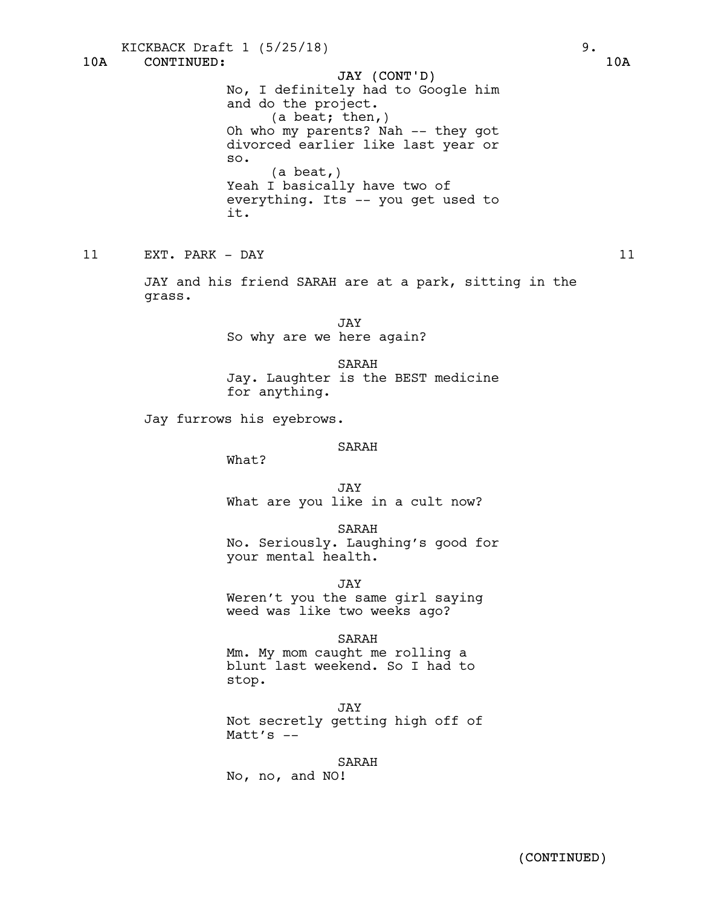10A CONTINUED: 10A

JAY (CONT'D)
No, I definitely had to Google him and do the project.
(a beat; then,)
Oh who my parents? Nah -- they got divorced earlier like last year or so.
(a beat,)
Yeah I basically have two of everything. Its -- you get used to it.

11 EXT. PARK - DAY 11

JAY and his friend SARAH are at a park, sitting in the grass.

JAY
So why are we here again?

SARAH
Jay. Laughter is the BEST medicine for anything.

Jay furrows his eyebrows.

SARAH
What?

JAY
What are you like in a cult now?

SARAH
No. Seriously. Laughing's good for your mental health.

JAY
Weren't you the same girl saying weed was like two weeks ago?

SARAH
Mm. My mom caught me rolling a blunt last weekend. So I had to stop.

JAY
Not secretly getting high off of Matt's --

SARAH
No, no, and NO!

(CONTINUED)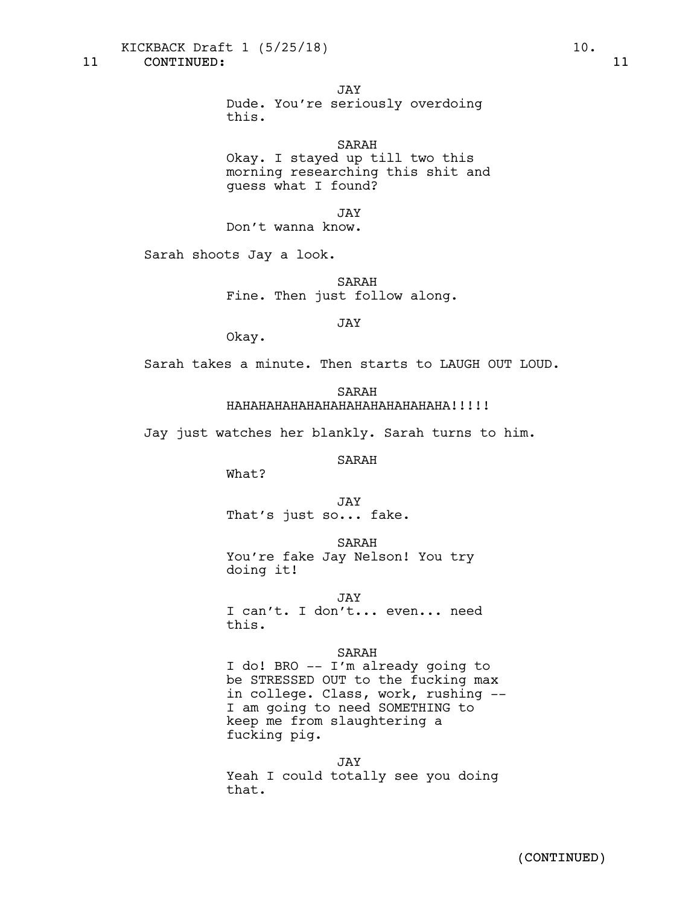11 CONTINUED: 11

JAY
Dude. You're seriously overdoing this.

SARAH
Okay. I stayed up till two this morning researching this shit and guess what I found?

JAY
Don't wanna know.

Sarah shoots Jay a look.

SARAH
Fine. Then just follow along.

JAY
Okay.

Sarah takes a minute. Then starts to LAUGH OUT LOUD.

SARAH
HAHAHAHAHAHAHAHAHAHAHAHAHAHA!!!!!

Jay just watches her blankly. Sarah turns to him.

SARAH
What?

JAY
That's just so... fake.

SARAH
You're fake Jay Nelson! You try doing it!

JAY
I can't. I don't... even... need this.

SARAH
I do! BRO -- I'm already going to be STRESSED OUT to the fucking max in college. Class, work, rushing -- I am going to need SOMETHING to keep me from slaughtering a fucking pig.

JAY
Yeah I could totally see you doing that.

(CONTINUED)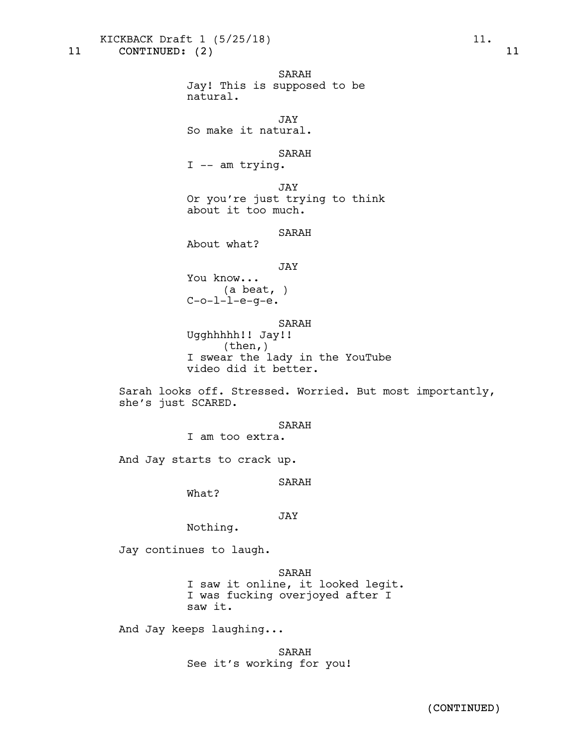11 CONTINUED: (2) 11

SARAH
Jay! This is supposed to be natural.

JAY
So make it natural.

SARAH
I -- am trying.

JAY
Or you're just trying to think about it too much.

SARAH
About what?

JAY
You know...
(a beat, )
C-o-l-l-e-g-e.

SARAH
Ugghhhhh!! Jay!!
(then,)
I swear the lady in the YouTube video did it better.

Sarah looks off. Stressed. Worried. But most importantly, she's just SCARED.

SARAH
I am too extra.

And Jay starts to crack up.

SARAH
What?

JAY
Nothing.

Jay continues to laugh.

SARAH
I saw it online, it looked legit. I was fucking overjoyed after I saw it.

And Jay keeps laughing...

SARAH
See it's working for you!

(CONTINUED)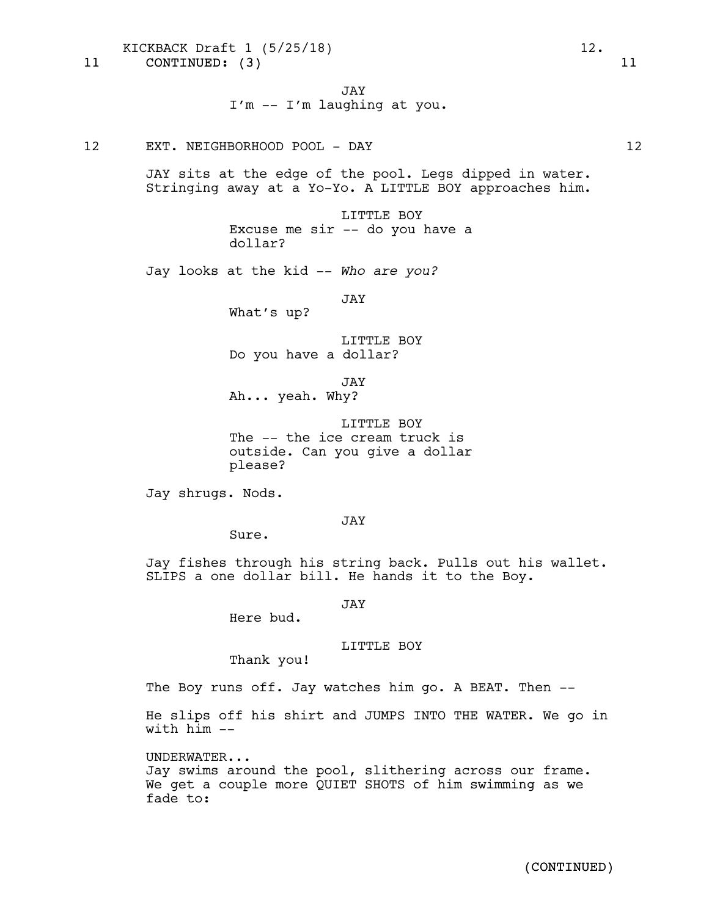11 CONTINUED: (3) 11

JAY
I'm -- I'm laughing at you.

12 EXT. NEIGHBORHOOD POOL - DAY 12

JAY sits at the edge of the pool. Legs dipped in water. Stringing away at a Yo-Yo. A LITTLE BOY approaches him.

LITTLE BOY
Excuse me sir -- do you have a dollar?

Jay looks at the kid -- *Who are you?*

JAY
What's up?

LITTLE BOY
Do you have a dollar?

JAY
Ah... yeah. Why?

LITTLE BOY
The -- the ice cream truck is outside. Can you give a dollar please?

Jay shrugs. Nods.

JAY
Sure.

Jay fishes through his string back. Pulls out his wallet. SLIPS a one dollar bill. He hands it to the Boy.

JAY
Here bud.

LITTLE BOY
Thank you!

The Boy runs off. Jay watches him go. A BEAT. Then --

He slips off his shirt and JUMPS INTO THE WATER. We go in with him --

UNDERWATER...
Jay swims around the pool, slithering across our frame. We get a couple more QUIET SHOTS of him swimming as we fade to:

(CONTINUED)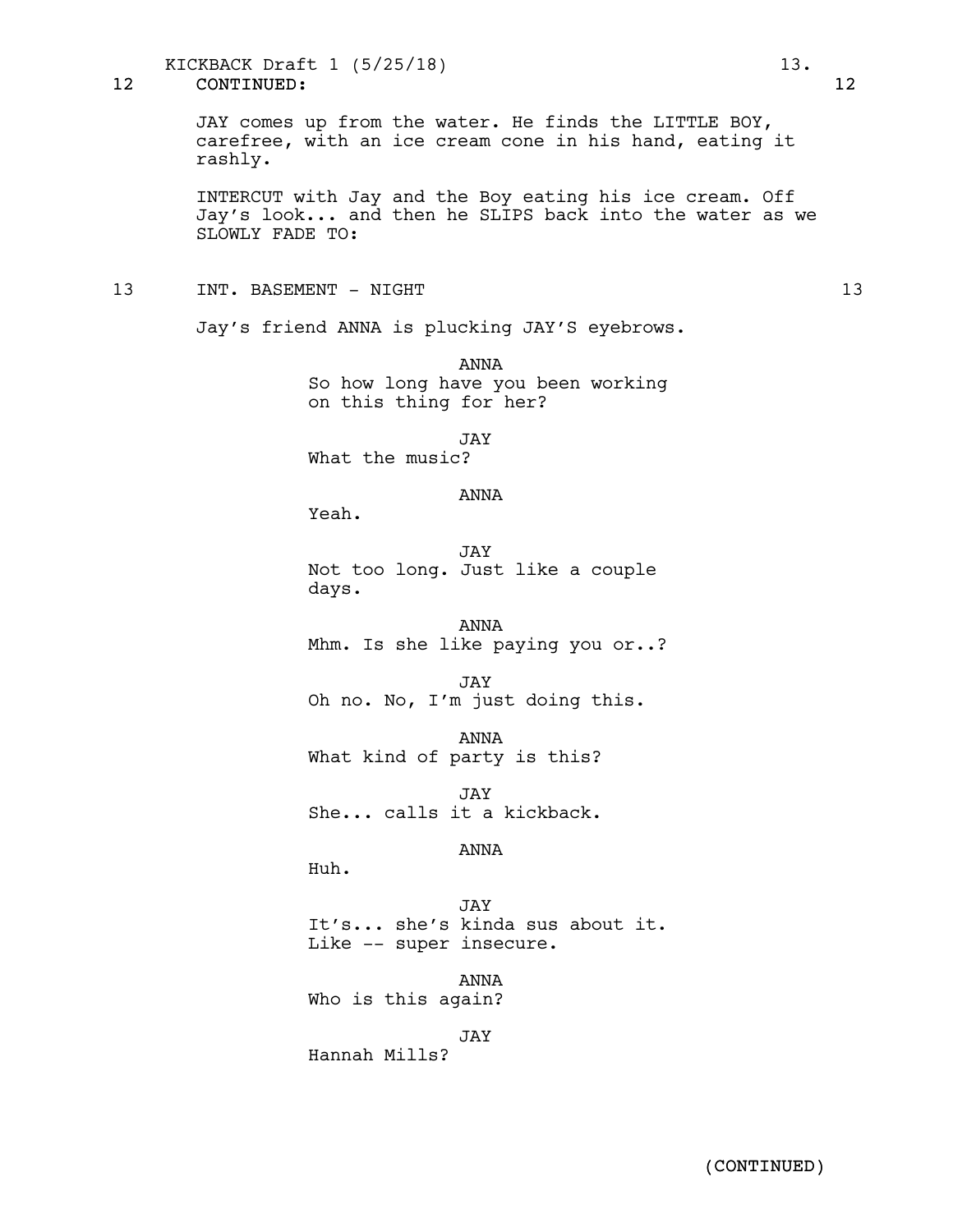12 CONTINUED: 12

JAY comes up from the water. He finds the LITTLE BOY, carefree, with an ice cream cone in his hand, eating it rashly.

INTERCUT with Jay and the Boy eating his ice cream. Off Jay's look... and then he SLIPS back into the water as we SLOWLY FADE TO:

## 13 INT. BASEMENT - NIGHT 13

Jay's friend ANNA is plucking JAY'S eyebrows.

ANNA
So how long have you been working on this thing for her?

JAY
What the music?

ANNA
Yeah.

JAY
Not too long. Just like a couple days.

ANNA
Mhm. Is she like paying you or..?

JAY
Oh no. No, I'm just doing this.

ANNA
What kind of party is this?

JAY
She... calls it a kickback.

ANNA
Huh.

JAY
It's... she's kinda sus about it. Like -- super insecure.

ANNA
Who is this again?

JAY
Hannah Mills?

(CONTINUED)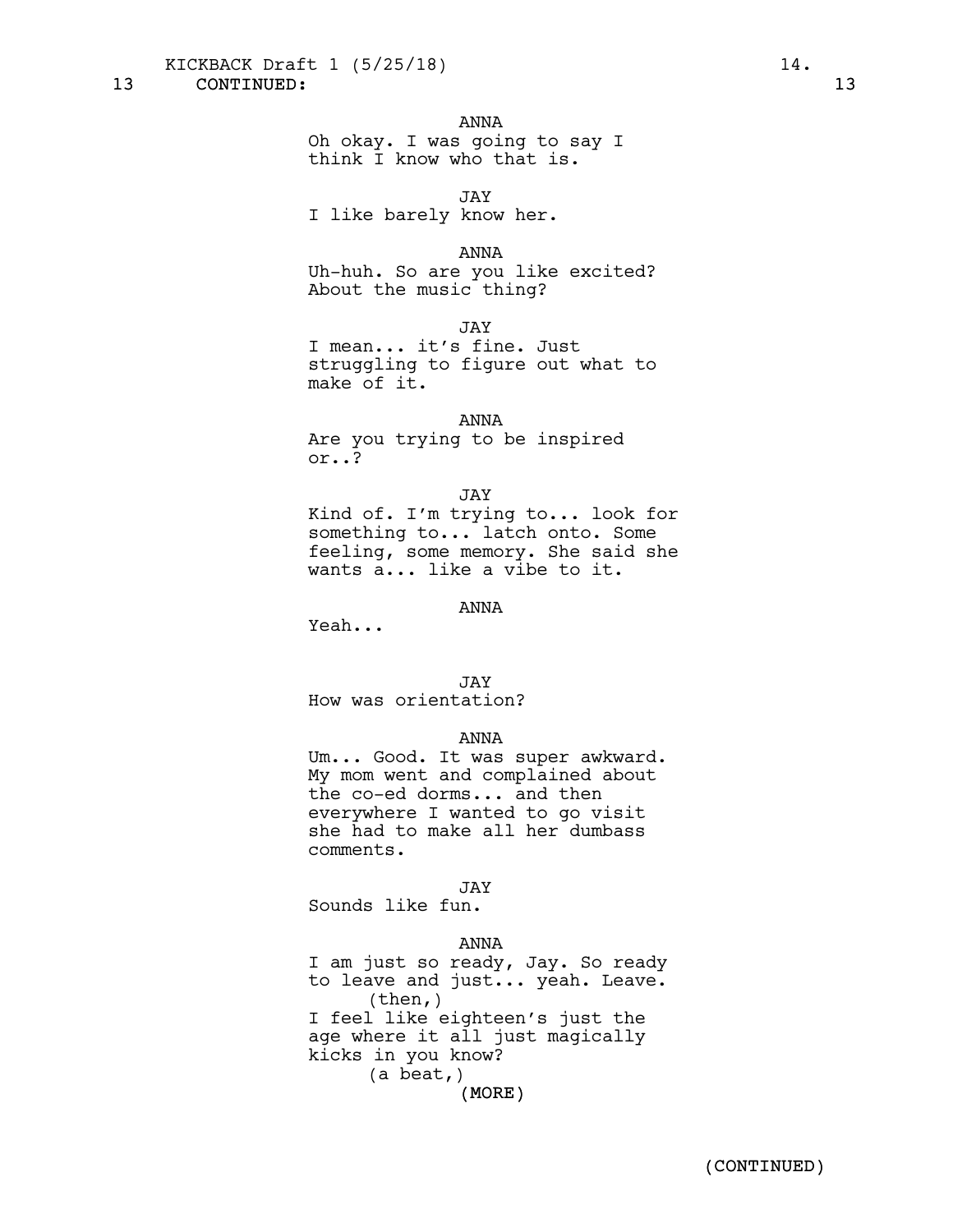13 CONTINUED: 13

ANNA
Oh okay. I was going to say I think I know who that is.

JAY
I like barely know her.

ANNA
Uh-huh. So are you like excited? About the music thing?

JAY
I mean... it's fine. Just struggling to figure out what to make of it.

ANNA
Are you trying to be inspired or..?

JAY
Kind of. I'm trying to... look for something to... latch onto. Some feeling, some memory. She said she wants a... like a vibe to it.

ANNA
Yeah...

JAY
How was orientation?

ANNA
Um... Good. It was super awkward. My mom went and complained about the co-ed dorms... and then everywhere I wanted to go visit she had to make all her dumbass comments.

JAY
Sounds like fun.

ANNA
I am just so ready, Jay. So ready to leave and just... yeah. Leave.
(then,)
I feel like eighteen's just the age where it all just magically kicks in you know?
(a beat,)
(MORE)

(CONTINUED)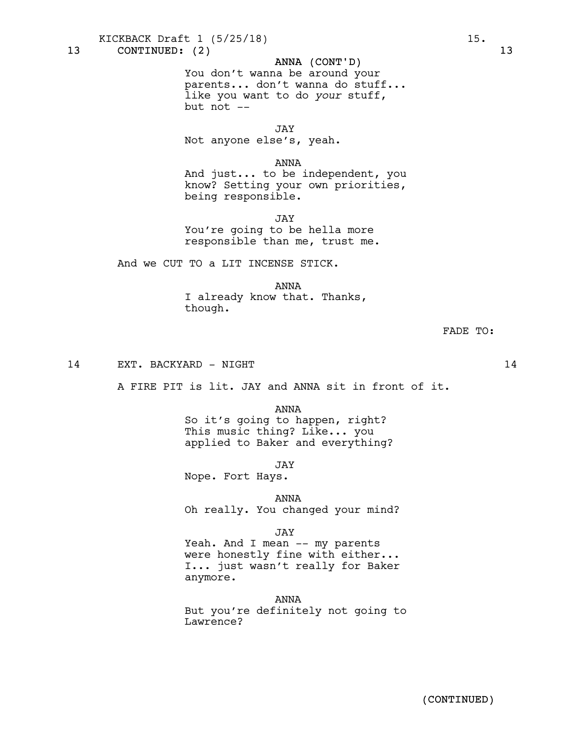13 CONTINUED: (2) 13

ANNA (CONT'D)
You don't wanna be around your parents... don't wanna do stuff... like you want to do *your* stuff, but not --

JAY
Not anyone else's, yeah.

ANNA
And just... to be independent, you know? Setting your own priorities, being responsible.

JAY
You're going to be hella more responsible than me, trust me.

And we CUT TO a LIT INCENSE STICK.

ANNA
I already know that. Thanks, though.

FADE TO:

14 EXT. BACKYARD - NIGHT 14

A FIRE PIT is lit. JAY and ANNA sit in front of it.

ANNA
So it's going to happen, right? This music thing? Like... you applied to Baker and everything?

JAY
Nope. Fort Hays.

ANNA
Oh really. You changed your mind?

JAY
Yeah. And I mean -- my parents were honestly fine with either... I... just wasn't really for Baker anymore.

ANNA
But you're definitely not going to Lawrence?

(CONTINUED)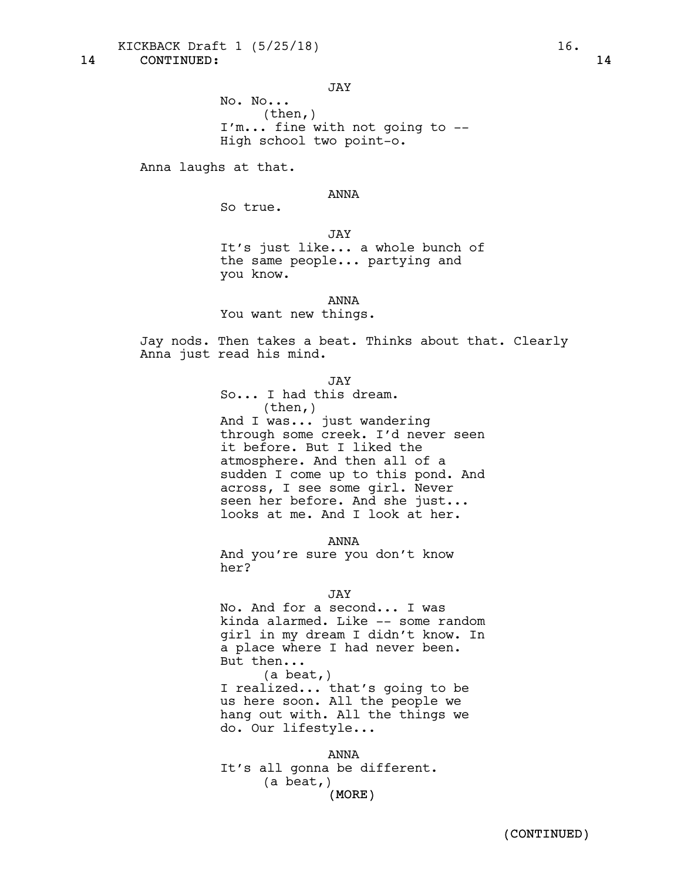14 CONTINUED: 14

JAY
No. No...
(then,)
I'm... fine with not going to --
High school two point-o.

Anna laughs at that.

ANNA
So true.

JAY
It's just like... a whole bunch of
the same people... partying and
you know.

ANNA
You want new things.

Jay nods. Then takes a beat. Thinks about that. Clearly Anna just read his mind.

JAY
So... I had this dream.
(then,)
And I was... just wandering
through some creek. I'd never seen
it before. But I liked the
atmosphere. And then all of a
sudden I come up to this pond. And
across, I see some girl. Never
seen her before. And she just...
looks at me. And I look at her.

ANNA
And you're sure you don't know
her?

JAY
No. And for a second... I was
kinda alarmed. Like -- some random
girl in my dream I didn't know. In
a place where I had never been.
But then...
(a beat,)
I realized... that's going to be
us here soon. All the people we
hang out with. All the things we
do. Our lifestyle...

ANNA
It's all gonna be different.
(a beat,)
(MORE)

(CONTINUED)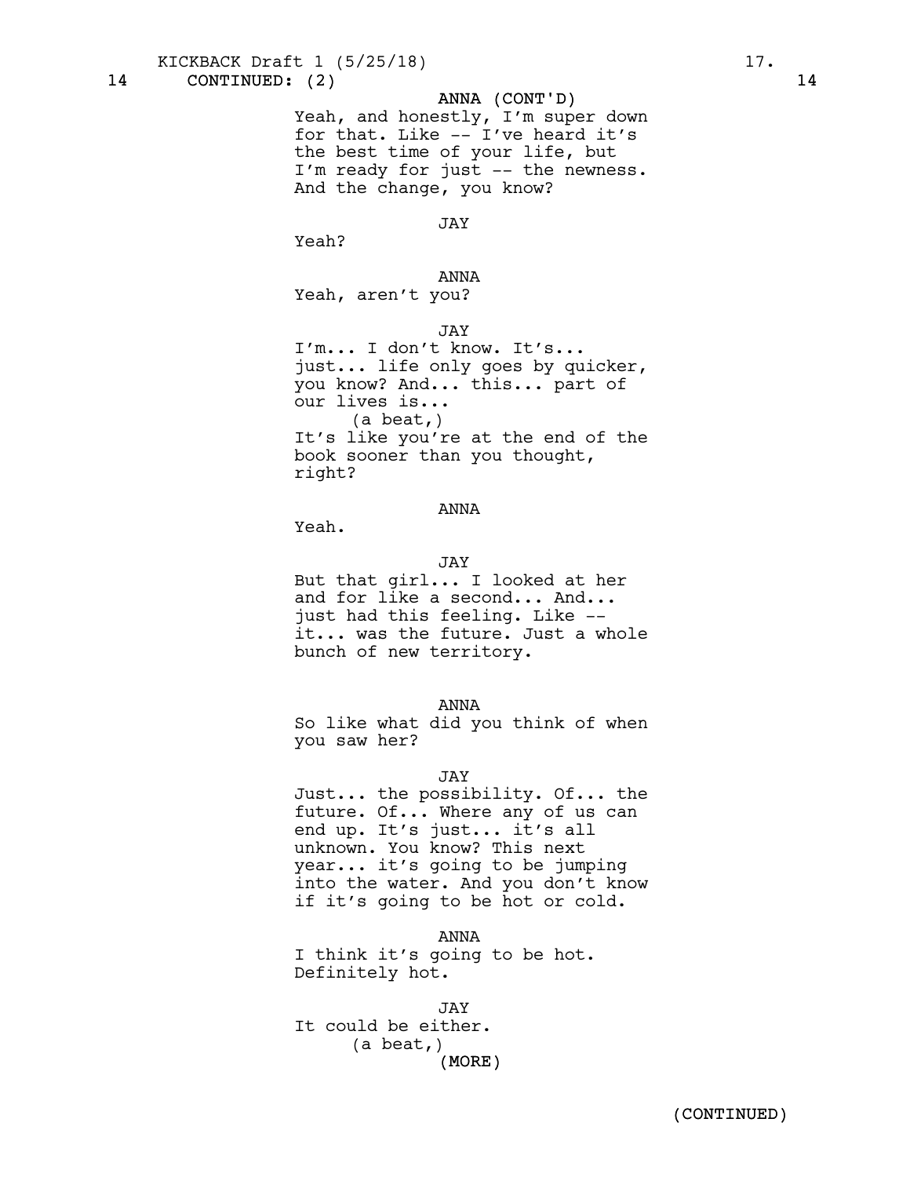14 CONTINUED: (2) 14

ANNA (CONT'D)
Yeah, and honestly, I'm super down for that. Like -- I've heard it's the best time of your life, but I'm ready for just -- the newness. And the change, you know?

JAY
Yeah?

ANNA
Yeah, aren't you?

JAY
I'm... I don't know. It's... just... life only goes by quicker, you know? And... this... part of our lives is...
(a beat,)
It's like you're at the end of the book sooner than you thought, right?

ANNA
Yeah.

JAY
But that girl... I looked at her and for like a second... And... just had this feeling. Like -- it... was the future. Just a whole bunch of new territory.

ANNA
So like what did you think of when you saw her?

JAY
Just... the possibility. Of... the future. Of... Where any of us can end up. It's just... it's all unknown. You know? This next year... it's going to be jumping into the water. And you don't know if it's going to be hot or cold.

ANNA
I think it's going to be hot. Definitely hot.

JAY
It could be either.
(a beat,)
(MORE)

(CONTINUED)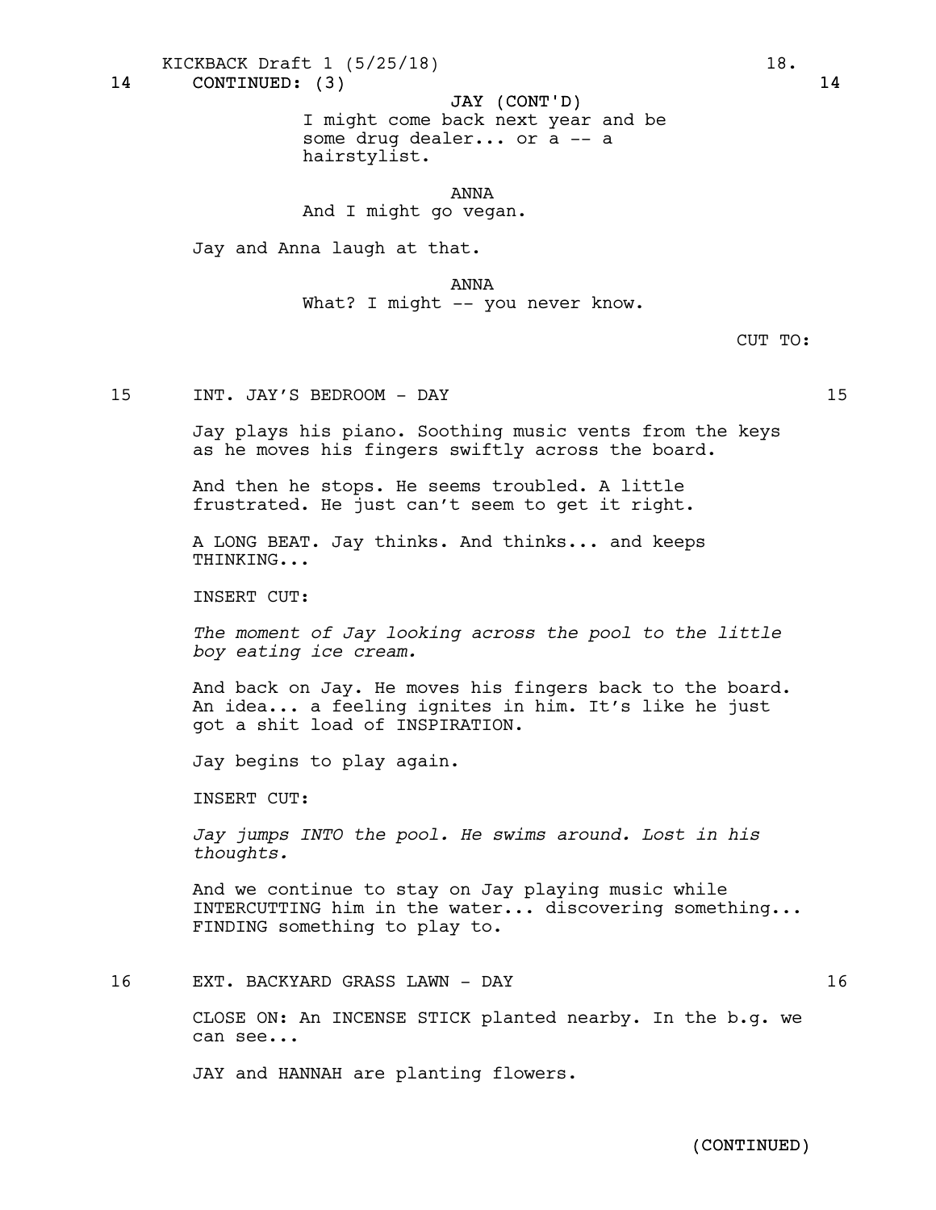14 CONTINUED: (3) 14

JAY (CONT'D)
I might come back next year and be some drug dealer... or a -- a hairstylist.

ANNA
And I might go vegan.

Jay and Anna laugh at that.

ANNA
What? I might -- you never know.

CUT TO:

15 INT. JAY'S BEDROOM - DAY 15

Jay plays his piano. Soothing music vents from the keys as he moves his fingers swiftly across the board.

And then he stops. He seems troubled. A little frustrated. He just can't seem to get it right.

A LONG BEAT. Jay thinks. And thinks... and keeps THINKING...

INSERT CUT:

*The moment of Jay looking across the pool to the little boy eating ice cream.*

And back on Jay. He moves his fingers back to the board. An idea... a feeling ignites in him. It's like he just got a shit load of INSPIRATION.

Jay begins to play again.

INSERT CUT:

*Jay jumps INTO the pool. He swims around. Lost in his thoughts.*

And we continue to stay on Jay playing music while INTERCUTTING him in the water... discovering something... FINDING something to play to.

16 EXT. BACKYARD GRASS LAWN - DAY 16

CLOSE ON: An INCENSE STICK planted nearby. In the b.g. we can see...

JAY and HANNAH are planting flowers.

(CONTINUED)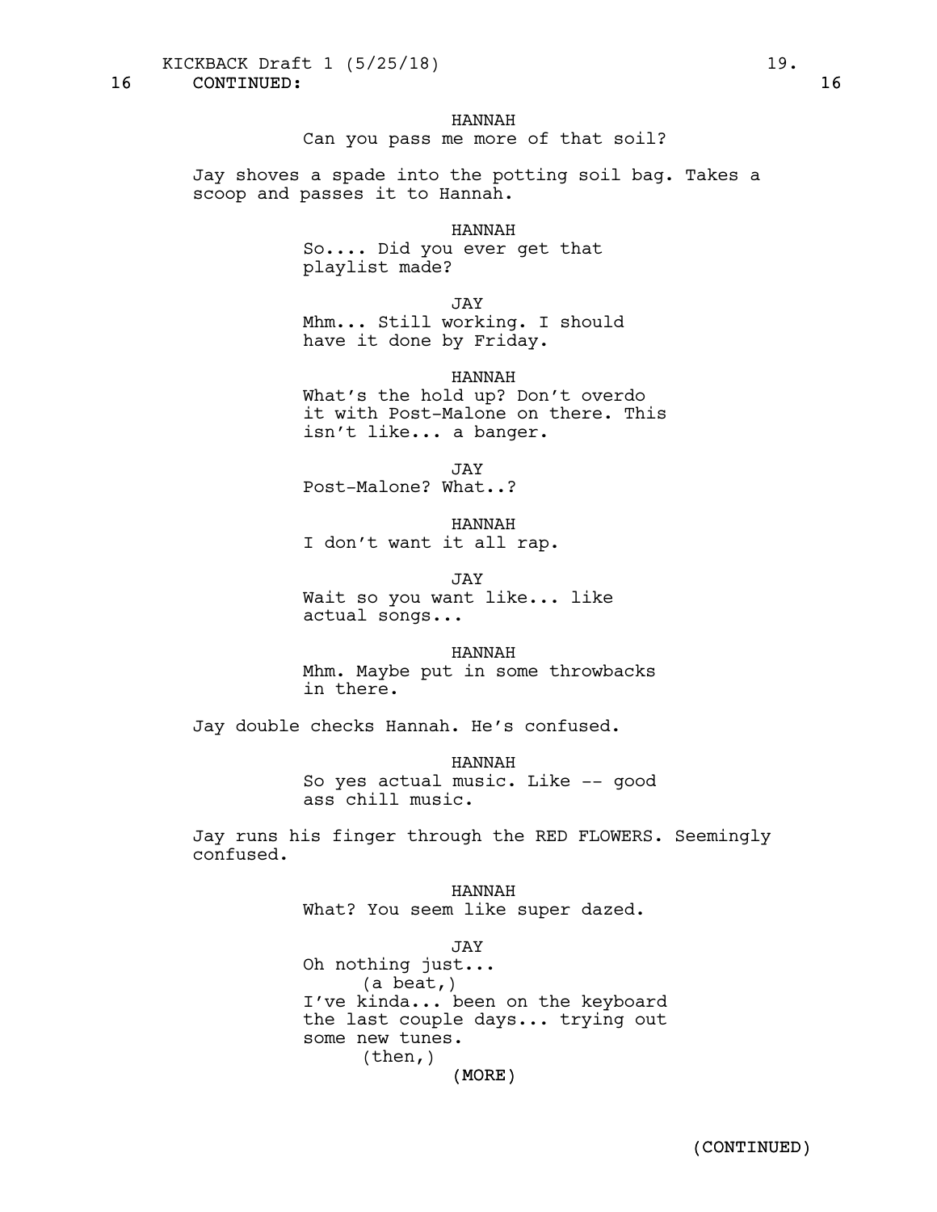16 CONTINUED: 16

HANNAH
Can you pass me more of that soil?

Jay shoves a spade into the potting soil bag. Takes a scoop and passes it to Hannah.

HANNAH
So.... Did you ever get that playlist made?

JAY
Mhm... Still working. I should have it done by Friday.

HANNAH
What's the hold up? Don't overdo it with Post-Malone on there. This isn't like... a banger.

JAY
Post-Malone? What..?

HANNAH
I don't want it all rap.

JAY
Wait so you want like... like actual songs...

HANNAH
Mhm. Maybe put in some throwbacks in there.

Jay double checks Hannah. He's confused.

HANNAH
So yes actual music. Like -- good ass chill music.

Jay runs his finger through the RED FLOWERS. Seemingly confused.

HANNAH
What? You seem like super dazed.

JAY
Oh nothing just...
(a beat,)
I've kinda... been on the keyboard the last couple days... trying out some new tunes.
(then,)
(MORE)

(CONTINUED)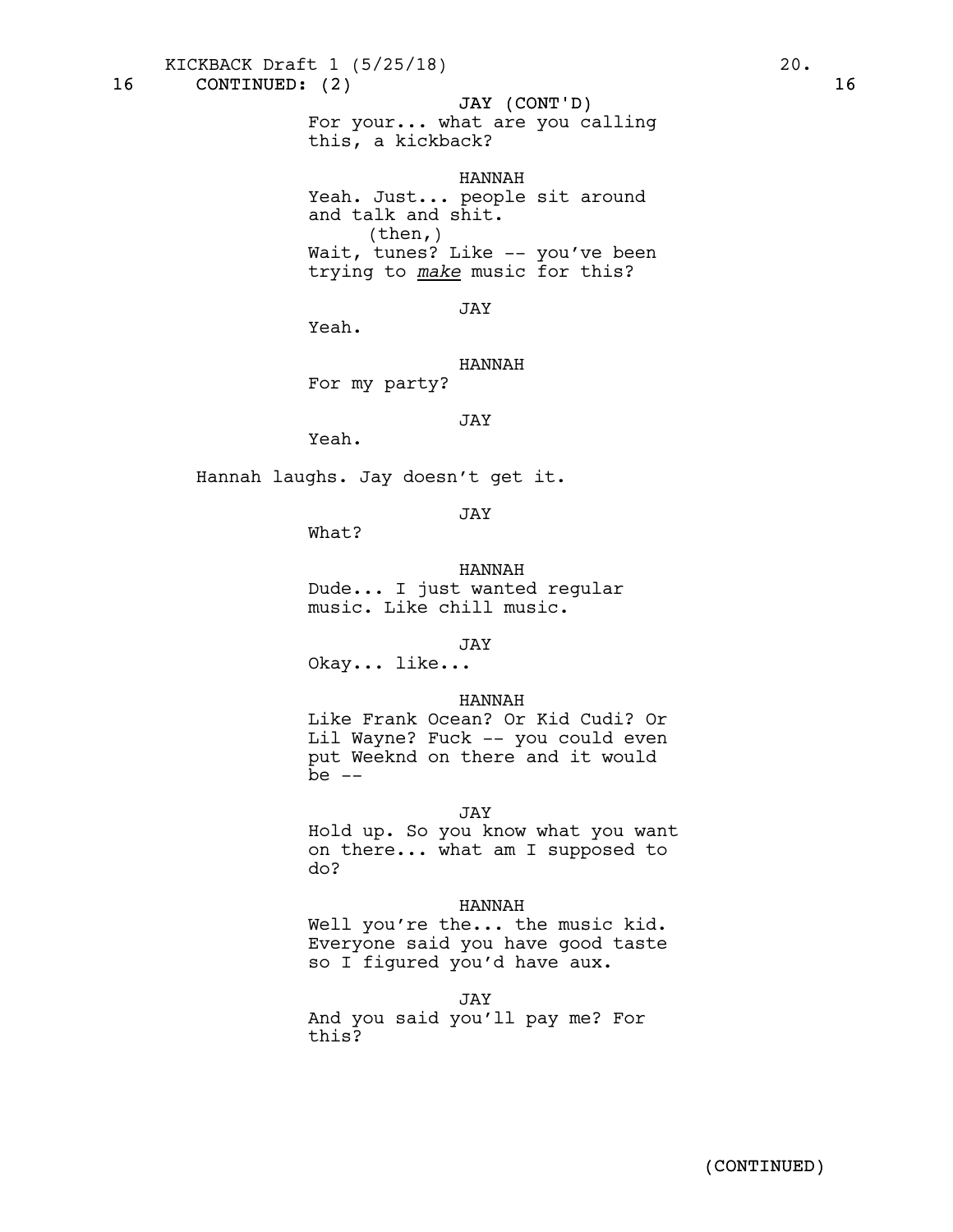16 CONTINUED: (2) 16

JAY (CONT'D)
For your... what are you calling this, a kickback?

HANNAH
Yeah. Just... people sit around and talk and shit.
(then,)
Wait, tunes? Like -- you've been trying to *make* music for this?

JAY
Yeah.

HANNAH
For my party?

JAY
Yeah.

Hannah laughs. Jay doesn't get it.

JAY
What?

HANNAH
Dude... I just wanted regular music. Like chill music.

JAY
Okay... like...

HANNAH
Like Frank Ocean? Or Kid Cudi? Or Lil Wayne? Fuck -- you could even put Weeknd on there and it would be --

JAY
Hold up. So you know what you want on there... what am I supposed to do?

HANNAH
Well you're the... the music kid. Everyone said you have good taste so I figured you'd have aux.

JAY
And you said you'll pay me? For this?

(CONTINUED)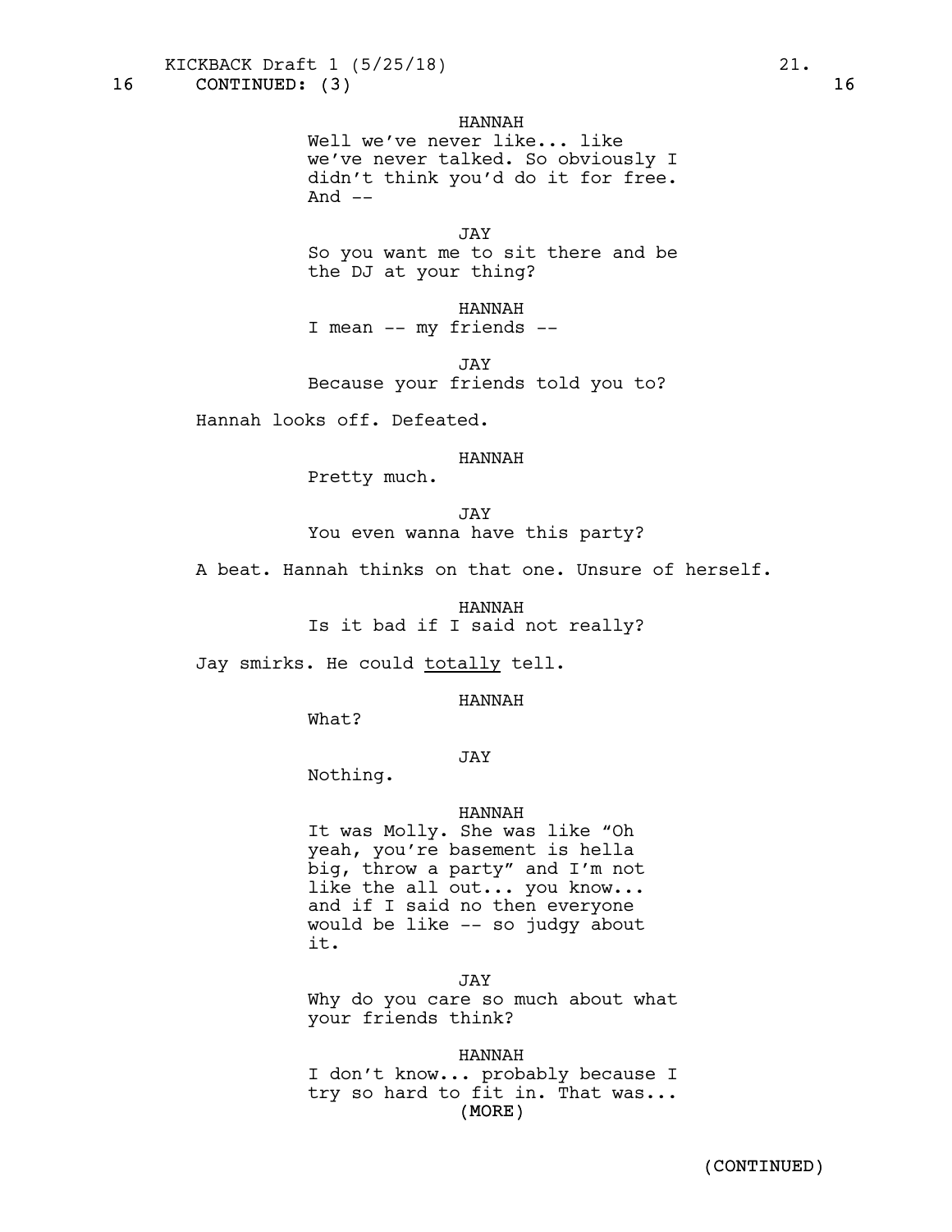16 CONTINUED: (3) 16

HANNAH
Well we've never like... like we've never talked. So obviously I didn't think you'd do it for free. And --

JAY
So you want me to sit there and be the DJ at your thing?

HANNAH
I mean -- my friends --

JAY
Because your friends told you to?

Hannah looks off. Defeated.

HANNAH
Pretty much.

JAY
You even wanna have this party?

A beat. Hannah thinks on that one. Unsure of herself.

HANNAH
Is it bad if I said not really?

Jay smirks. He could <u>totally</u> tell.

HANNAH
What?

JAY
Nothing.

HANNAH
It was Molly. She was like "Oh yeah, you're basement is hella big, throw a party" and I'm not like the all out... you know... and if I said no then everyone would be like -- so judgy about it.

JAY
Why do you care so much about what your friends think?

HANNAH
I don't know... probably because I try so hard to fit in. That was...
(MORE)

(CONTINUED)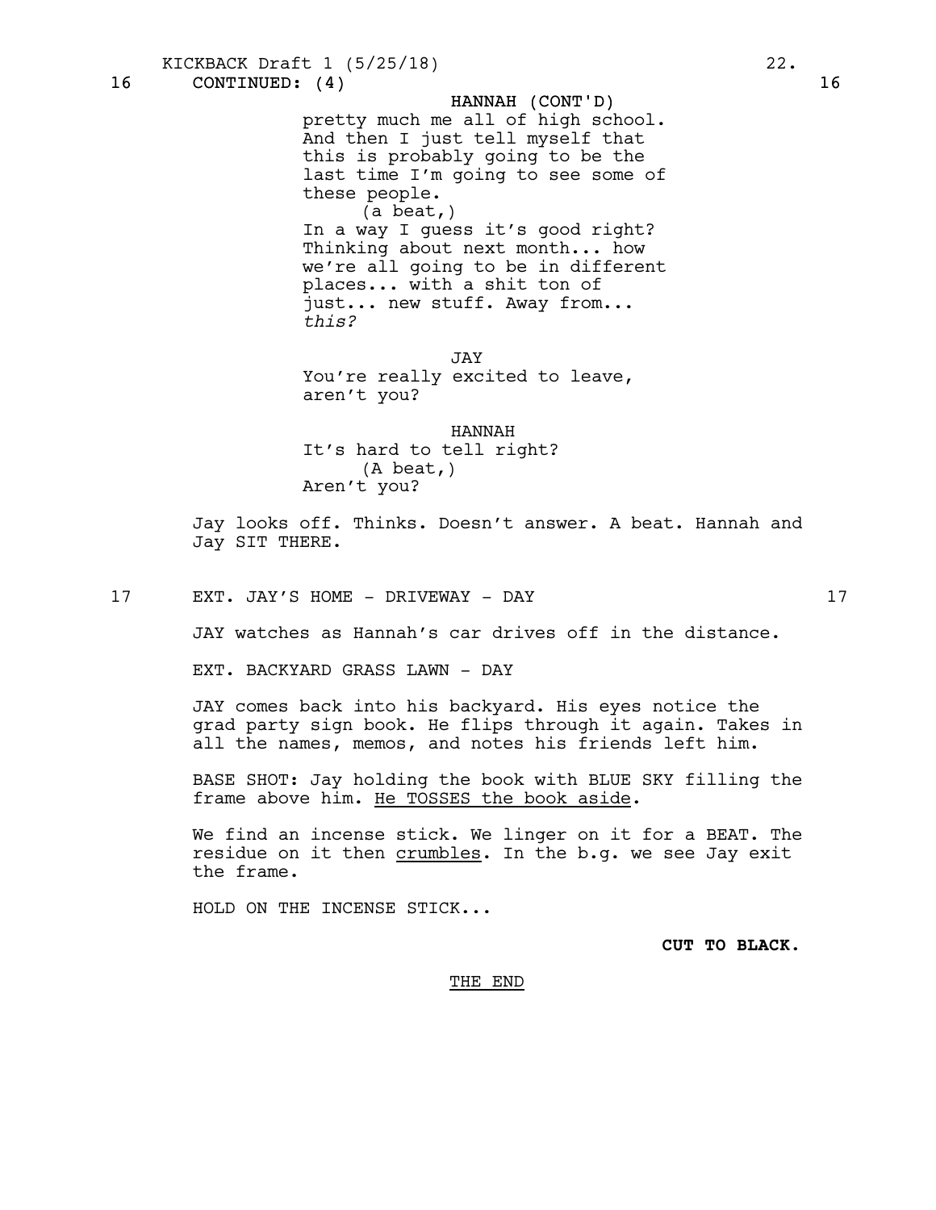16 CONTINUED: (4) 16

HANNAH (CONT'D)
pretty much me all of high school.
And then I just tell myself that
this is probably going to be the
last time I'm going to see some of
these people.
(a beat,)
In a way I guess it's good right?
Thinking about next month... how
we're all going to be in different
places... with a shit ton of
just... new stuff. Away from...
*this?*

JAY
You're really excited to leave,
aren't you?

HANNAH
It's hard to tell right?
(A beat,)
Aren't you?

Jay looks off. Thinks. Doesn't answer. A beat. Hannah and Jay SIT THERE.

17 EXT. JAY'S HOME - DRIVEWAY - DAY 17

JAY watches as Hannah's car drives off in the distance.

EXT. BACKYARD GRASS LAWN - DAY

JAY comes back into his backyard. His eyes notice the grad party sign book. He flips through it again. Takes in all the names, memos, and notes his friends left him.

BASE SHOT: Jay holding the book with BLUE SKY filling the frame above him. <u>He TOSSES the book aside</u>.

We find an incense stick. We linger on it for a BEAT. The residue on it then <u>crumbles</u>. In the b.g. we see Jay exit the frame.

HOLD ON THE INCENSE STICK...

**CUT TO BLACK.**

<u>THE END</u>